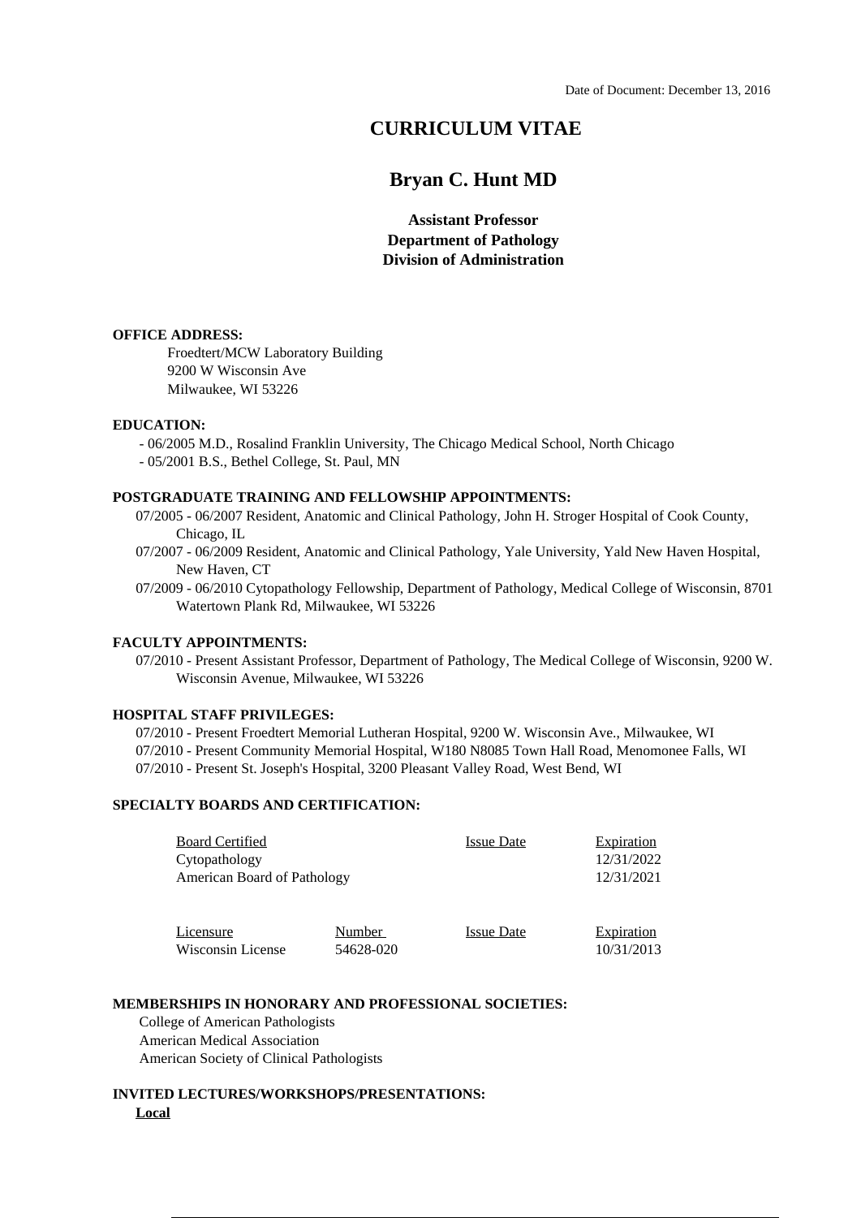Date of Document: December 13, 2016

# CURRICULUM VITAE

## Bryan C. Hunt MD

**Assistant Professor**
**Department of Pathology**
**Division of Administration**

**OFFICE ADDRESS:**

Froedtert/MCW Laboratory Building
9200 W Wisconsin Ave
Milwaukee, WI 53226

**EDUCATION:**

- 06/2005 M.D., Rosalind Franklin University, The Chicago Medical School, North Chicago
- 05/2001 B.S., Bethel College, St. Paul, MN

**POSTGRADUATE TRAINING AND FELLOWSHIP APPOINTMENTS:**

07/2005 - 06/2007 Resident, Anatomic and Clinical Pathology, John H. Stroger Hospital of Cook County, Chicago, IL

07/2007 - 06/2009 Resident, Anatomic and Clinical Pathology, Yale University, Yald New Haven Hospital, New Haven, CT

07/2009 - 06/2010 Cytopathology Fellowship, Department of Pathology, Medical College of Wisconsin, 8701 Watertown Plank Rd, Milwaukee, WI 53226

**FACULTY APPOINTMENTS:**

07/2010 - Present Assistant Professor, Department of Pathology, The Medical College of Wisconsin, 9200 W. Wisconsin Avenue, Milwaukee, WI 53226

**HOSPITAL STAFF PRIVILEGES:**

07/2010 - Present Froedtert Memorial Lutheran Hospital, 9200 W. Wisconsin Ave., Milwaukee, WI
07/2010 - Present Community Memorial Hospital, W180 N8085 Town Hall Road, Menomonee Falls, WI
07/2010 - Present St. Joseph's Hospital, 3200 Pleasant Valley Road, West Bend, WI

**SPECIALTY BOARDS AND CERTIFICATION:**

| Board Certified | Issue Date | Expiration |
|---|---|---|
| Cytopathology | | 12/31/2022 |
| American Board of Pathology | | 12/31/2021 |

| Licensure | Number | Issue Date | Expiration |
|---|---|---|---|
| Wisconsin License | 54628-020 | | 10/31/2013 |

**MEMBERSHIPS IN HONORARY AND PROFESSIONAL SOCIETIES:**

College of American Pathologists
American Medical Association
American Society of Clinical Pathologists

**INVITED LECTURES/WORKSHOPS/PRESENTATIONS:**

**Local**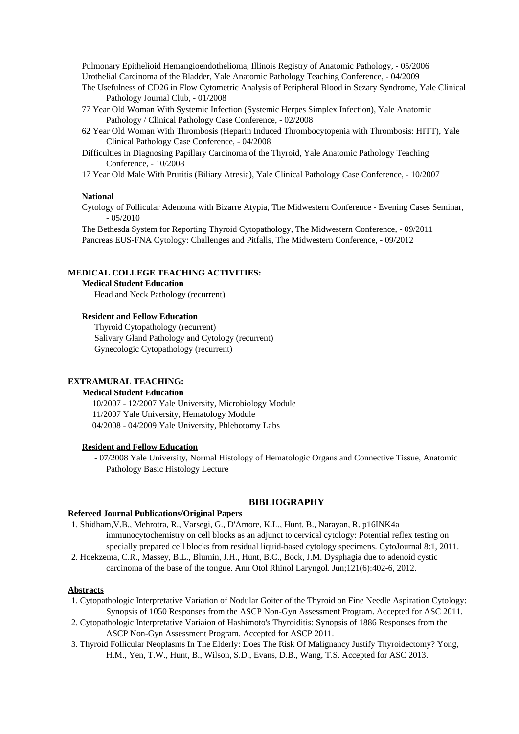Pulmonary Epithelioid Hemangioendothelioma, Illinois Registry of Anatomic Pathology, - 05/2006

Urothelial Carcinoma of the Bladder, Yale Anatomic Pathology Teaching Conference, - 04/2009

The Usefulness of CD26 in Flow Cytometric Analysis of Peripheral Blood in Sezary Syndrome, Yale Clinical Pathology Journal Club, - 01/2008

77 Year Old Woman With Systemic Infection (Systemic Herpes Simplex Infection), Yale Anatomic Pathology / Clinical Pathology Case Conference, - 02/2008

62 Year Old Woman With Thrombosis (Heparin Induced Thrombocytopenia with Thrombosis: HITT), Yale Clinical Pathology Case Conference, - 04/2008

Difficulties in Diagnosing Papillary Carcinoma of the Thyroid, Yale Anatomic Pathology Teaching Conference, - 10/2008

17 Year Old Male With Pruritis (Biliary Atresia), Yale Clinical Pathology Case Conference, - 10/2007

**National**

Cytology of Follicular Adenoma with Bizarre Atypia, The Midwestern Conference - Evening Cases Seminar, - 05/2010

The Bethesda System for Reporting Thyroid Cytopathology, The Midwestern Conference, - 09/2011

Pancreas EUS-FNA Cytology: Challenges and Pitfalls, The Midwestern Conference, - 09/2012

## MEDICAL COLLEGE TEACHING ACTIVITIES:

**Medical Student Education**

Head and Neck Pathology (recurrent)

**Resident and Fellow Education**

Thyroid Cytopathology (recurrent)

Salivary Gland Pathology and Cytology (recurrent)

Gynecologic Cytopathology (recurrent)

## EXTRAMURAL TEACHING:

**Medical Student Education**

10/2007 - 12/2007 Yale University, Microbiology Module

11/2007 Yale University, Hematology Module

04/2008 - 04/2009 Yale University, Phlebotomy Labs

**Resident and Fellow Education**

- 07/2008 Yale University, Normal Histology of Hematologic Organs and Connective Tissue, Anatomic Pathology Basic Histology Lecture

## BIBLIOGRAPHY

**Refereed Journal Publications/Original Papers**

1. Shidham,V.B., Mehrotra, R., Varsegi, G., D'Amore, K.L., Hunt, B., Narayan, R. p16INK4a immunocytochemistry on cell blocks as an adjunct to cervical cytology: Potential reflex testing on specially prepared cell blocks from residual liquid-based cytology specimens. CytoJournal 8:1, 2011.
2. Hoekzema, C.R., Massey, B.L., Blumin, J.H., Hunt, B.C., Bock, J.M. Dysphagia due to adenoid cystic carcinoma of the base of the tongue. Ann Otol Rhinol Laryngol. Jun;121(6):402-6, 2012.

**Abstracts**

1. Cytopathologic Interpretative Variation of Nodular Goiter of the Thyroid on Fine Needle Aspiration Cytology: Synopsis of 1050 Responses from the ASCP Non-Gyn Assessment Program. Accepted for ASC 2011.
2. Cytopathologic Interpretative Variaion of Hashimoto's Thyroiditis: Synopsis of 1886 Responses from the ASCP Non-Gyn Assessment Program. Accepted for ASCP 2011.
3. Thyroid Follicular Neoplasms In The Elderly: Does The Risk Of Malignancy Justify Thyroidectomy? Yong, H.M., Yen, T.W., Hunt, B., Wilson, S.D., Evans, D.B., Wang, T.S. Accepted for ASC 2013.